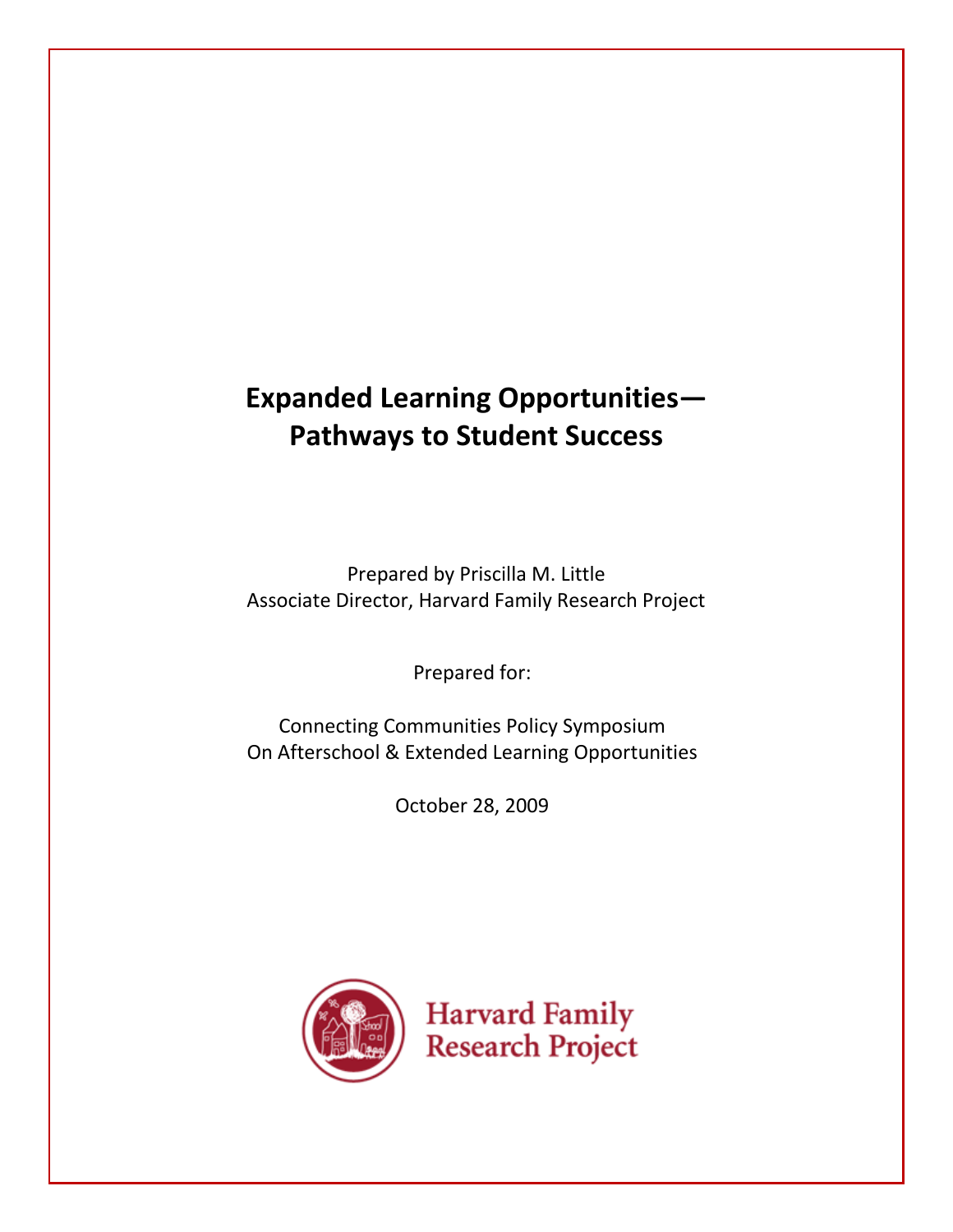# Expanded Learning Opportunities—Pathways to Student Success

Prepared by Priscilla M. Little
Associate Director, Harvard Family Research Project

Prepared for:

Connecting Communities Policy Symposium
On Afterschool & Extended Learning Opportunities

October 28, 2009

Harvard Family Research Project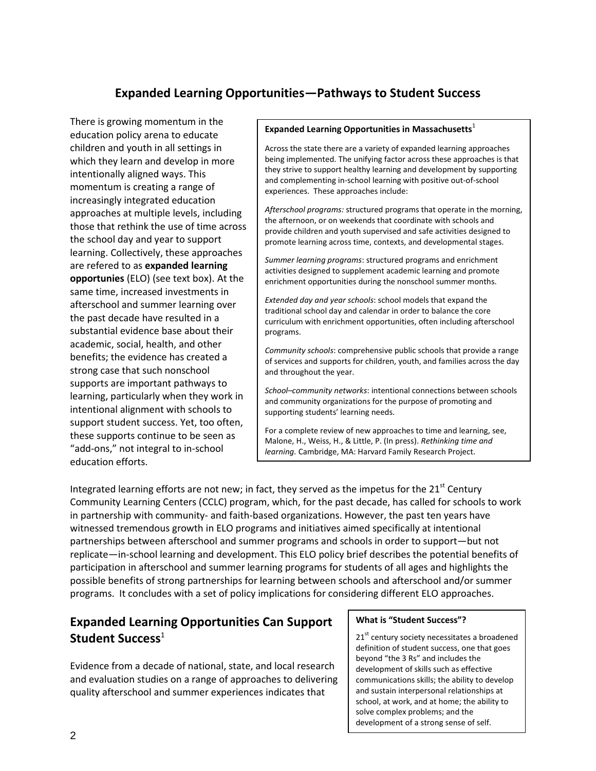# Expanded Learning Opportunities—Pathways to Student Success

There is growing momentum in the education policy arena to educate children and youth in all settings in which they learn and develop in more intentionally aligned ways. This momentum is creating a range of increasingly integrated education approaches at multiple levels, including those that rethink the use of time across the school day and year to support learning. Collectively, these approaches are refered to as **expanded learning opportunies** (ELO) (see text box). At the same time, increased investments in afterschool and summer learning over the past decade have resulted in a substantial evidence base about their academic, social, health, and other benefits; the evidence has created a strong case that such nonschool supports are important pathways to learning, particularly when they work in intentional alignment with schools to support student success. Yet, too often, these supports continue to be seen as "add-ons," not integral to in-school education efforts.

> **Expanded Learning Opportunities in Massachusetts**[1]
>
> Across the state there are a variety of expanded learning approaches being implemented. The unifying factor across these approaches is that they strive to support healthy learning and development by supporting and complementing in-school learning with positive out-of-school experiences. These approaches include:
>
> *Afterschool programs:* structured programs that operate in the morning, the afternoon, or on weekends that coordinate with schools and provide children and youth supervised and safe activities designed to promote learning across time, contexts, and developmental stages.
>
> *Summer learning programs*: structured programs and enrichment activities designed to supplement academic learning and promote enrichment opportunities during the nonschool summer months.
>
> *Extended day and year schools*: school models that expand the traditional school day and calendar in order to balance the core curriculum with enrichment opportunities, often including afterschool programs.
>
> *Community schools*: comprehensive public schools that provide a range of services and supports for children, youth, and families across the day and throughout the year.
>
> *School–community networks*: intentional connections between schools and community organizations for the purpose of promoting and supporting students' learning needs.
>
> For a complete review of new approaches to time and learning, see, Malone, H., Weiss, H., & Little, P. (In press). *Rethinking time and learning.* Cambridge, MA: Harvard Family Research Project.

Integrated learning efforts are not new; in fact, they served as the impetus for the 21st Century Community Learning Centers (CCLC) program, which, for the past decade, has called for schools to work in partnership with community- and faith-based organizations. However, the past ten years have witnessed tremendous growth in ELO programs and initiatives aimed specifically at intentional partnerships between afterschool and summer programs and schools in order to support—but not replicate—in-school learning and development. This ELO policy brief describes the potential benefits of participation in afterschool and summer learning programs for students of all ages and highlights the possible benefits of strong partnerships for learning between schools and afterschool and/or summer programs. It concludes with a set of policy implications for considering different ELO approaches.

## Expanded Learning Opportunities Can Support Student Success[1]

> **What is "Student Success"?**
>
> 21st century society necessitates a broadened definition of student success, one that goes beyond "the 3 Rs" and includes the development of skills such as effective communications skills; the ability to develop and sustain interpersonal relationships at school, at work, and at home; the ability to solve complex problems; and the development of a strong sense of self.

Evidence from a decade of national, state, and local research and evaluation studies on a range of approaches to delivering quality afterschool and summer experiences indicates that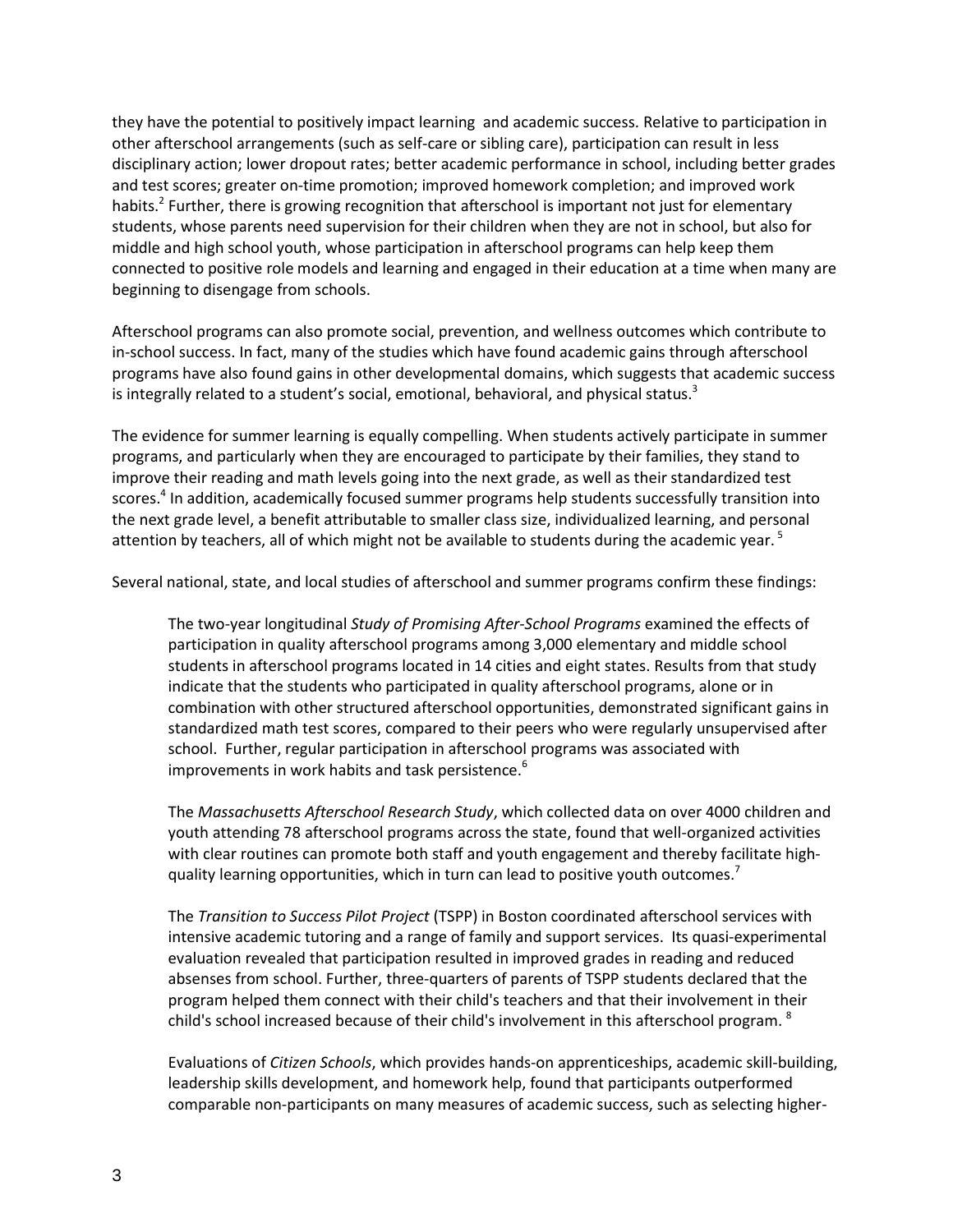they have the potential to positively impact learning and academic success. Relative to participation in other afterschool arrangements (such as self-care or sibling care), participation can result in less disciplinary action; lower dropout rates; better academic performance in school, including better grades and test scores; greater on-time promotion; improved homework completion; and improved work habits.[2] Further, there is growing recognition that afterschool is important not just for elementary students, whose parents need supervision for their children when they are not in school, but also for middle and high school youth, whose participation in afterschool programs can help keep them connected to positive role models and learning and engaged in their education at a time when many are beginning to disengage from schools.

Afterschool programs can also promote social, prevention, and wellness outcomes which contribute to in-school success. In fact, many of the studies which have found academic gains through afterschool programs have also found gains in other developmental domains, which suggests that academic success is integrally related to a student's social, emotional, behavioral, and physical status.[3]

The evidence for summer learning is equally compelling. When students actively participate in summer programs, and particularly when they are encouraged to participate by their families, they stand to improve their reading and math levels going into the next grade, as well as their standardized test scores.[4] In addition, academically focused summer programs help students successfully transition into the next grade level, a benefit attributable to smaller class size, individualized learning, and personal attention by teachers, all of which might not be available to students during the academic year.[5]

Several national, state, and local studies of afterschool and summer programs confirm these findings:

> The two-year longitudinal *Study of Promising After-School Programs* examined the effects of participation in quality afterschool programs among 3,000 elementary and middle school students in afterschool programs located in 14 cities and eight states. Results from that study indicate that the students who participated in quality afterschool programs, alone or in combination with other structured afterschool opportunities, demonstrated significant gains in standardized math test scores, compared to their peers who were regularly unsupervised after school. Further, regular participation in afterschool programs was associated with improvements in work habits and task persistence.[6]
>
> The *Massachusetts Afterschool Research Study*, which collected data on over 4000 children and youth attending 78 afterschool programs across the state, found that well-organized activities with clear routines can promote both staff and youth engagement and thereby facilitate high-quality learning opportunities, which in turn can lead to positive youth outcomes.[7]
>
> The *Transition to Success Pilot Project* (TSPP) in Boston coordinated afterschool services with intensive academic tutoring and a range of family and support services. Its quasi-experimental evaluation revealed that participation resulted in improved grades in reading and reduced absenses from school. Further, three-quarters of parents of TSPP students declared that the program helped them connect with their child's teachers and that their involvement in their child's school increased because of their child's involvement in this afterschool program.[8]
>
> Evaluations of *Citizen Schools*, which provides hands-on apprenticeships, academic skill-building, leadership skills development, and homework help, found that participants outperformed comparable non-participants on many measures of academic success, such as selecting higher-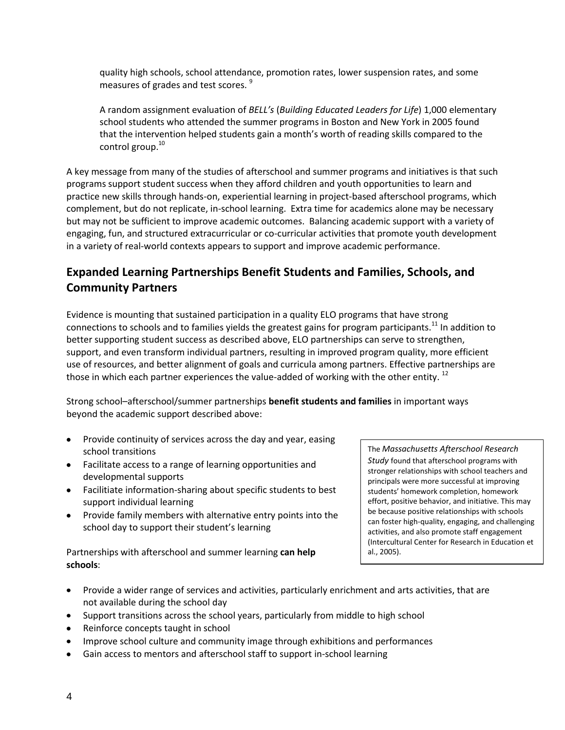quality high schools, school attendance, promotion rates, lower suspension rates, and some measures of grades and test scores. [9]

A random assignment evaluation of *BELL's* (*Building Educated Leaders for Life*) 1,000 elementary school students who attended the summer programs in Boston and New York in 2005 found that the intervention helped students gain a month's worth of reading skills compared to the control group.[10]

A key message from many of the studies of afterschool and summer programs and initiatives is that such programs support student success when they afford children and youth opportunities to learn and practice new skills through hands-on, experiential learning in project-based afterschool programs, which complement, but do not replicate, in-school learning. Extra time for academics alone may be necessary but may not be sufficient to improve academic outcomes. Balancing academic support with a variety of engaging, fun, and structured extracurricular or co-curricular activities that promote youth development in a variety of real-world contexts appears to support and improve academic performance.

## Expanded Learning Partnerships Benefit Students and Families, Schools, and Community Partners

Evidence is mounting that sustained participation in a quality ELO programs that have strong connections to schools and to families yields the greatest gains for program participants.[11] In addition to better supporting student success as described above, ELO partnerships can serve to strengthen, support, and even transform individual partners, resulting in improved program quality, more efficient use of resources, and better alignment of goals and curricula among partners. Effective partnerships are those in which each partner experiences the value-added of working with the other entity. [12]

Strong school–afterschool/summer partnerships **benefit students and families** in important ways beyond the academic support described above:

- Provide continuity of services across the day and year, easing school transitions
- Facilitate access to a range of learning opportunities and developmental supports
- Facilitiate information-sharing about specific students to best support individual learning
- Provide family members with alternative entry points into the school day to support their student's learning

> The *Massachusetts Afterschool Research Study* found that afterschool programs with stronger relationships with school teachers and principals were more successful at improving students' homework completion, homework effort, positive behavior, and initiative. This may be because positive relationships with schools can foster high-quality, engaging, and challenging activities, and also promote staff engagement (Intercultural Center for Research in Education et al., 2005).

Partnerships with afterschool and summer learning **can help schools**:

- Provide a wider range of services and activities, particularly enrichment and arts activities, that are not available during the school day
- Support transitions across the school years, particularly from middle to high school
- Reinforce concepts taught in school
- Improve school culture and community image through exhibitions and performances
- Gain access to mentors and afterschool staff to support in-school learning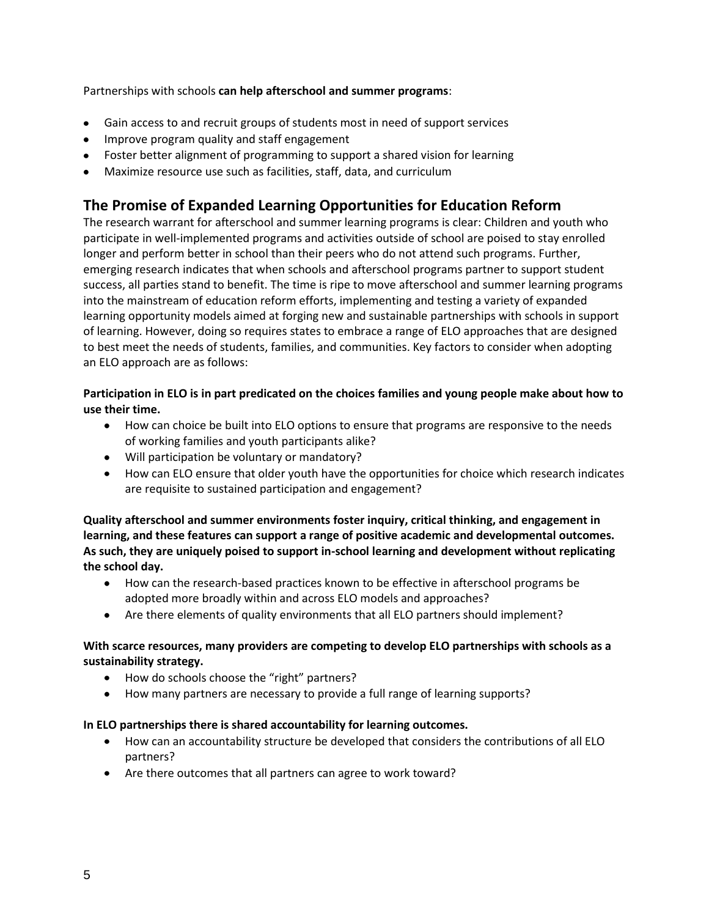Partnerships with schools **can help afterschool and summer programs**:

- Gain access to and recruit groups of students most in need of support services
- Improve program quality and staff engagement
- Foster better alignment of programming to support a shared vision for learning
- Maximize resource use such as facilities, staff, data, and curriculum

## The Promise of Expanded Learning Opportunities for Education Reform

The research warrant for afterschool and summer learning programs is clear: Children and youth who participate in well-implemented programs and activities outside of school are poised to stay enrolled longer and perform better in school than their peers who do not attend such programs. Further, emerging research indicates that when schools and afterschool programs partner to support student success, all parties stand to benefit. The time is ripe to move afterschool and summer learning programs into the mainstream of education reform efforts, implementing and testing a variety of expanded learning opportunity models aimed at forging new and sustainable partnerships with schools in support of learning. However, doing so requires states to embrace a range of ELO approaches that are designed to best meet the needs of students, families, and communities. Key factors to consider when adopting an ELO approach are as follows:

**Participation in ELO is in part predicated on the choices families and young people make about how to use their time.**

- How can choice be built into ELO options to ensure that programs are responsive to the needs of working families and youth participants alike?
- Will participation be voluntary or mandatory?
- How can ELO ensure that older youth have the opportunities for choice which research indicates are requisite to sustained participation and engagement?

**Quality afterschool and summer environments foster inquiry, critical thinking, and engagement in learning, and these features can support a range of positive academic and developmental outcomes. As such, they are uniquely poised to support in-school learning and development without replicating the school day.**

- How can the research-based practices known to be effective in afterschool programs be adopted more broadly within and across ELO models and approaches?
- Are there elements of quality environments that all ELO partners should implement?

**With scarce resources, many providers are competing to develop ELO partnerships with schools as a sustainability strategy.**

- How do schools choose the "right" partners?
- How many partners are necessary to provide a full range of learning supports?

**In ELO partnerships there is shared accountability for learning outcomes.**

- How can an accountability structure be developed that considers the contributions of all ELO partners?
- Are there outcomes that all partners can agree to work toward?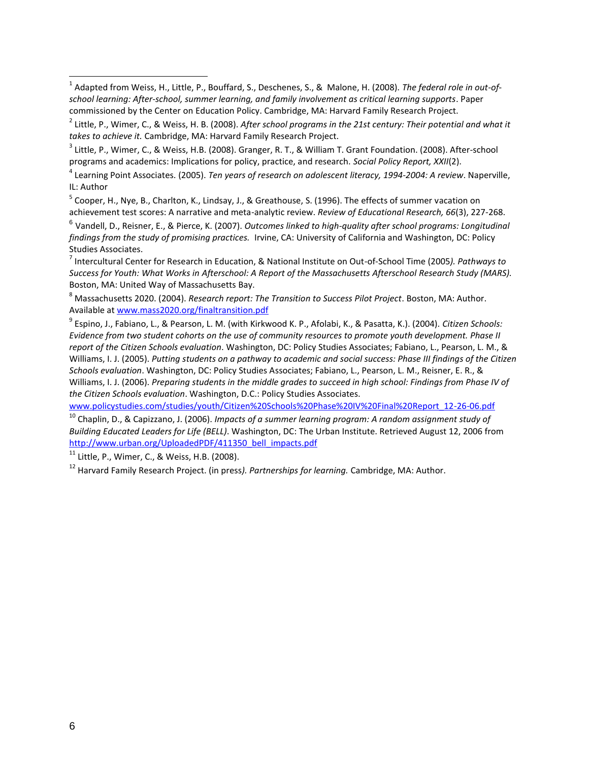[1] Adapted from Weiss, H., Little, P., Bouffard, S., Deschenes, S., & Malone, H. (2008). *The federal role in out-of-school learning: After-school, summer learning, and family involvement as critical learning supports*. Paper commissioned by the Center on Education Policy. Cambridge, MA: Harvard Family Research Project.

[2] Little, P., Wimer, C., & Weiss, H. B. (2008). *After school programs in the 21st century: Their potential and what it takes to achieve it.* Cambridge, MA: Harvard Family Research Project.

[3] Little, P., Wimer, C., & Weiss, H.B. (2008). Granger, R. T., & William T. Grant Foundation. (2008). After-school programs and academics: Implications for policy, practice, and research. *Social Policy Report, XXII*(2).

[4] Learning Point Associates. (2005). *Ten years of research on adolescent literacy, 1994-2004: A review*. Naperville, IL: Author

[5] Cooper, H., Nye, B., Charlton, K., Lindsay, J., & Greathouse, S. (1996). The effects of summer vacation on achievement test scores: A narrative and meta-analytic review. *Review of Educational Research, 66*(3), 227-268.

[6] Vandell, D., Reisner, E., & Pierce, K. (2007). *Outcomes linked to high-quality after school programs: Longitudinal findings from the study of promising practices.* Irvine, CA: University of California and Washington, DC: Policy Studies Associates.

[7] Intercultural Center for Research in Education, & National Institute on Out-of-School Time (2005*). Pathways to Success for Youth: What Works in Afterschool: A Report of the Massachusetts Afterschool Research Study (MARS).* Boston, MA: United Way of Massachusetts Bay.

[8] Massachusetts 2020. (2004). *Research report: The Transition to Success Pilot Project*. Boston, MA: Author. Available at www.mass2020.org/finaltransition.pdf

[9] Espino, J., Fabiano, L., & Pearson, L. M. (with Kirkwood K. P., Afolabi, K., & Pasatta, K.). (2004). *Citizen Schools: Evidence from two student cohorts on the use of community resources to promote youth development. Phase II report of the Citizen Schools evaluation*. Washington, DC: Policy Studies Associates; Fabiano, L., Pearson, L. M., & Williams, I. J. (2005). *Putting students on a pathway to academic and social success: Phase III findings of the Citizen Schools evaluation*. Washington, DC: Policy Studies Associates; Fabiano, L., Pearson, L. M., Reisner, E. R., & Williams, I. J. (2006). *Preparing students in the middle grades to succeed in high school: Findings from Phase IV of the Citizen Schools evaluation*. Washington, D.C.: Policy Studies Associates. www.policystudies.com/studies/youth/Citizen%20Schools%20Phase%20IV%20Final%20Report_12-26-06.pdf

[10] Chaplin, D., & Capizzano, J. (2006). *Impacts of a summer learning program: A random assignment study of Building Educated Leaders for Life (BELL)*. Washington, DC: The Urban Institute. Retrieved August 12, 2006 from http://www.urban.org/UploadedPDF/411350_bell_impacts.pdf

[11] Little, P., Wimer, C., & Weiss, H.B. (2008).

[12] Harvard Family Research Project. (in press*). Partnerships for learning.* Cambridge, MA: Author.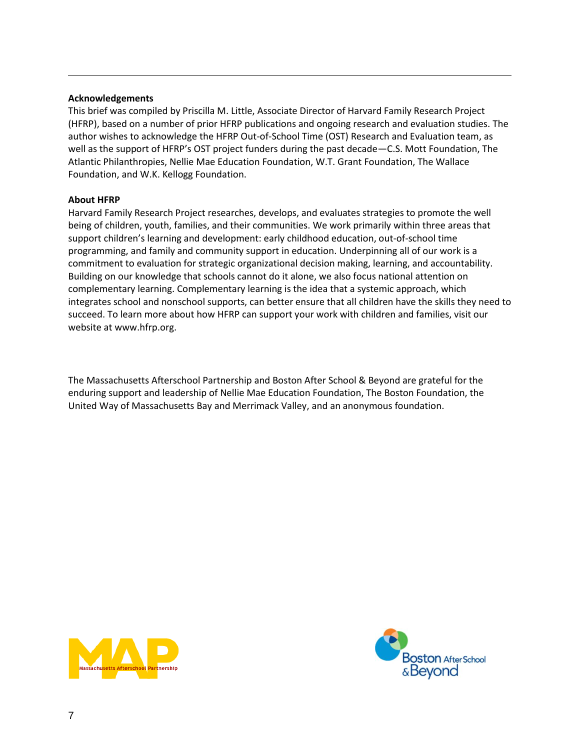**Acknowledgements**

This brief was compiled by Priscilla M. Little, Associate Director of Harvard Family Research Project (HFRP), based on a number of prior HFRP publications and ongoing research and evaluation studies. The author wishes to acknowledge the HFRP Out-of-School Time (OST) Research and Evaluation team, as well as the support of HFRP's OST project funders during the past decade—C.S. Mott Foundation, The Atlantic Philanthropies, Nellie Mae Education Foundation, W.T. Grant Foundation, The Wallace Foundation, and W.K. Kellogg Foundation.

**About HFRP**

Harvard Family Research Project researches, develops, and evaluates strategies to promote the well being of children, youth, families, and their communities. We work primarily within three areas that support children's learning and development: early childhood education, out-of-school time programming, and family and community support in education. Underpinning all of our work is a commitment to evaluation for strategic organizational decision making, learning, and accountability. Building on our knowledge that schools cannot do it alone, we also focus national attention on complementary learning. Complementary learning is the idea that a systemic approach, which integrates school and nonschool supports, can better ensure that all children have the skills they need to succeed. To learn more about how HFRP can support your work with children and families, visit our website at www.hfrp.org.

The Massachusetts Afterschool Partnership and Boston After School & Beyond are grateful for the enduring support and leadership of Nellie Mae Education Foundation, The Boston Foundation, the United Way of Massachusetts Bay and Merrimack Valley, and an anonymous foundation.

MAP Massachusetts Afterschool Partnership

Boston After School & Beyond